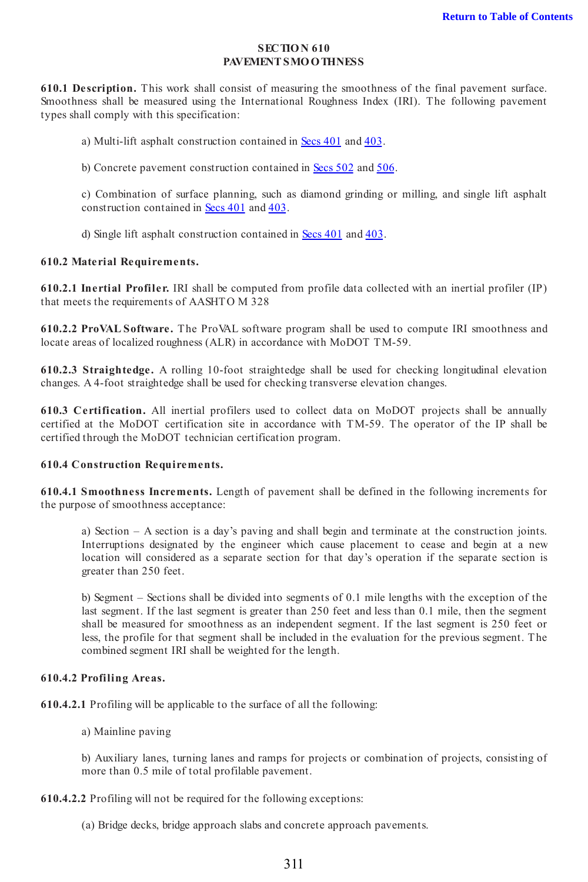# SECTION 610
# PAVEMENT SMOOTHNESS

**610.1 Description.** This work shall consist of measuring the smoothness of the final pavement surface. Smoothness shall be measured using the International Roughness Index (IRI). The following pavement types shall comply with this specification:

a) Multi-lift asphalt construction contained in Secs 401 and 403.

b) Concrete pavement construction contained in Secs 502 and 506.

c) Combination of surface planning, such as diamond grinding or milling, and single lift asphalt construction contained in Secs 401 and 403.

d) Single lift asphalt construction contained in Secs 401 and 403.

**610.2 Material Requirements.**

**610.2.1 Inertial Profiler.** IRI shall be computed from profile data collected with an inertial profiler (IP) that meets the requirements of AASHTO M 328

**610.2.2 ProVAL Software.** The ProVAL software program shall be used to compute IRI smoothness and locate areas of localized roughness (ALR) in accordance with MoDOT TM-59.

**610.2.3 Straightedge.** A rolling 10-foot straightedge shall be used for checking longitudinal elevation changes. A 4-foot straightedge shall be used for checking transverse elevation changes.

**610.3 Certification.** All inertial profilers used to collect data on MoDOT projects shall be annually certified at the MoDOT certification site in accordance with TM-59. The operator of the IP shall be certified through the MoDOT technician certification program.

**610.4 Construction Requirements.**

**610.4.1 Smoothness Increments.** Length of pavement shall be defined in the following increments for the purpose of smoothness acceptance:

a) Section – A section is a day's paving and shall begin and terminate at the construction joints. Interruptions designated by the engineer which cause placement to cease and begin at a new location will considered as a separate section for that day's operation if the separate section is greater than 250 feet.

b) Segment – Sections shall be divided into segments of 0.1 mile lengths with the exception of the last segment. If the last segment is greater than 250 feet and less than 0.1 mile, then the segment shall be measured for smoothness as an independent segment. If the last segment is 250 feet or less, the profile for that segment shall be included in the evaluation for the previous segment. The combined segment IRI shall be weighted for the length.

**610.4.2 Profiling Areas.**

**610.4.2.1** Profiling will be applicable to the surface of all the following:

a) Mainline paving

b) Auxiliary lanes, turning lanes and ramps for projects or combination of projects, consisting of more than 0.5 mile of total profilable pavement.

**610.4.2.2** Profiling will not be required for the following exceptions:

(a) Bridge decks, bridge approach slabs and concrete approach pavements.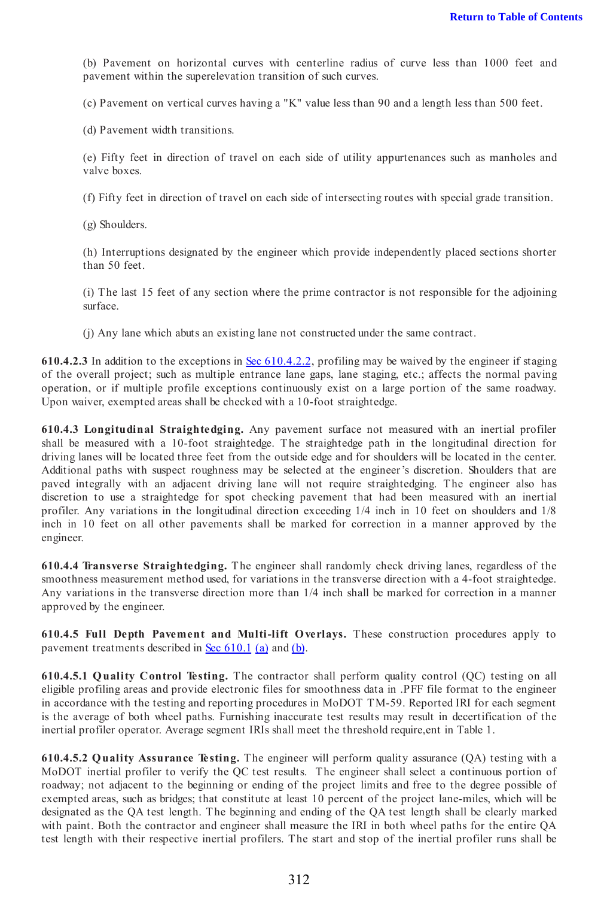(b) Pavement on horizontal curves with centerline radius of curve less than 1000 feet and pavement within the superelevation transition of such curves.

(c) Pavement on vertical curves having a "K" value less than 90 and a length less than 500 feet.

(d) Pavement width transitions.

(e) Fifty feet in direction of travel on each side of utility appurtenances such as manholes and valve boxes.

(f) Fifty feet in direction of travel on each side of intersecting routes with special grade transition.

(g) Shoulders.

(h) Interruptions designated by the engineer which provide independently placed sections shorter than 50 feet.

(i) The last 15 feet of any section where the prime contractor is not responsible for the adjoining surface.

(j) Any lane which abuts an existing lane not constructed under the same contract.

**610.4.2.3** In addition to the exceptions in Sec 610.4.2.2, profiling may be waived by the engineer if staging of the overall project; such as multiple entrance lane gaps, lane staging, etc.; affects the normal paving operation, or if multiple profile exceptions continuously exist on a large portion of the same roadway. Upon waiver, exempted areas shall be checked with a 10-foot straightedge.

**610.4.3 Longitudinal Straightedging.** Any pavement surface not measured with an inertial profiler shall be measured with a 10-foot straightedge. The straightedge path in the longitudinal direction for driving lanes will be located three feet from the outside edge and for shoulders will be located in the center. Additional paths with suspect roughness may be selected at the engineer's discretion. Shoulders that are paved integrally with an adjacent driving lane will not require straightedging. The engineer also has discretion to use a straightedge for spot checking pavement that had been measured with an inertial profiler. Any variations in the longitudinal direction exceeding 1/4 inch in 10 feet on shoulders and 1/8 inch in 10 feet on all other pavements shall be marked for correction in a manner approved by the engineer.

**610.4.4 Transverse Straightedging.** The engineer shall randomly check driving lanes, regardless of the smoothness measurement method used, for variations in the transverse direction with a 4-foot straightedge. Any variations in the transverse direction more than 1/4 inch shall be marked for correction in a manner approved by the engineer.

**610.4.5 Full Depth Pavement and Multi-lift Overlays.** These construction procedures apply to pavement treatments described in Sec 610.1 (a) and (b).

**610.4.5.1 Quality Control Testing.** The contractor shall perform quality control (QC) testing on all eligible profiling areas and provide electronic files for smoothness data in .PFF file format to the engineer in accordance with the testing and reporting procedures in MoDOT TM-59. Reported IRI for each segment is the average of both wheel paths. Furnishing inaccurate test results may result in decertification of the inertial profiler operator. Average segment IRIs shall meet the threshold require,ent in Table 1.

**610.4.5.2 Quality Assurance Testing.** The engineer will perform quality assurance (QA) testing with a MoDOT inertial profiler to verify the QC test results. The engineer shall select a continuous portion of roadway; not adjacent to the beginning or ending of the project limits and free to the degree possible of exempted areas, such as bridges; that constitute at least 10 percent of the project lane-miles, which will be designated as the QA test length. The beginning and ending of the QA test length shall be clearly marked with paint. Both the contractor and engineer shall measure the IRI in both wheel paths for the entire QA test length with their respective inertial profilers. The start and stop of the inertial profiler runs shall be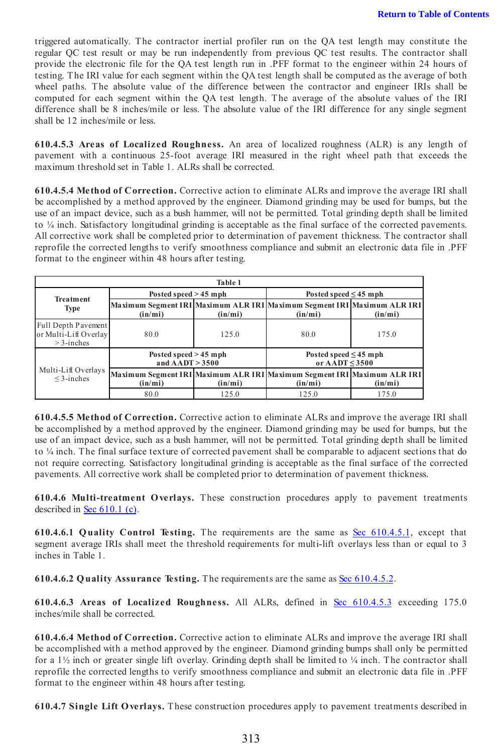triggered automatically. The contractor inertial profiler run on the QA test length may constitute the regular QC test result or may be run independently from previous QC test results. The contractor shall provide the electronic file for the QA test length run in .PFF format to the engineer within 24 hours of testing. The IRI value for each segment within the QA test length shall be computed as the average of both wheel paths. The absolute value of the difference between the contractor and engineer IRIs shall be computed for each segment within the QA test length. The average of the absolute values of the IRI difference shall be 8 inches/mile or less. The absolute value of the IRI difference for any single segment shall be 12 inches/mile or less.

**610.4.5.3 Areas of Localized Roughness.** An area of localized roughness (ALR) is any length of pavement with a continuous 25-foot average IRI measured in the right wheel path that exceeds the maximum threshold set in Table 1. ALRs shall be corrected.

**610.4.5.4 Method of Correction.** Corrective action to eliminate ALRs and improve the average IRI shall be accomplished by a method approved by the engineer. Diamond grinding may be used for bumps, but the use of an impact device, such as a bush hammer, will not be permitted. Total grinding depth shall be limited to ¼ inch. Satisfactory longitudinal grinding is acceptable as the final surface of the corrected pavements. All corrective work shall be completed prior to determination of pavement thickness. The contractor shall reprofile the corrected lengths to verify smoothness compliance and submit an electronic data file in .PFF format to the engineer within 48 hours after testing.

| Table 1 | | | | |
|---|---|---|---|---|
| Treatment Type | Posted speed > 45 mph | | Posted speed ≤ 45 mph | |
| | Maximum Segment IRI (in/mi) | Maximum ALR IRI (in/mi) | Maximum Segment IRI (in/mi) | Maximum ALR IRI (in/mi) |
| Full Depth Pavement or Multi-Lift Overlay > 3-inches | 80.0 | 125.0 | 80.0 | 175.0 |
| Multi-Lift Overlays ≤ 3-inches | Posted speed > 45 mph and AADT > 3500 | | Posted speed ≤ 45 mph or AADT ≤ 3500 | |
| | Maximum Segment IRI (in/mi) | Maximum ALR IRI (in/mi) | Maximum Segment IRI (in/mi) | Maximum ALR IRI (in/mi) |
| | 80.0 | 125.0 | 125.0 | 175.0 |

**610.4.5.5 Method of Correction.** Corrective action to eliminate ALRs and improve the average IRI shall be accomplished by a method approved by the engineer. Diamond grinding may be used for bumps, but the use of an impact device, such as a bush hammer, will not be permitted. Total grinding depth shall be limited to ¼ inch. The final surface texture of corrected pavement shall be comparable to adjacent sections that do not require correcting. Satisfactory longitudinal grinding is acceptable as the final surface of the corrected pavements. All corrective work shall be completed prior to determination of pavement thickness.

**610.4.6 Multi-treatment Overlays.** These construction procedures apply to pavement treatments described in Sec 610.1 (c).

**610.4.6.1 Quality Control Testing.** The requirements are the same as Sec 610.4.5.1, except that segment average IRIs shall meet the threshold requirements for multi-lift overlays less than or equal to 3 inches in Table 1.

**610.4.6.2 Quality Assurance Testing.** The requirements are the same as Sec 610.4.5.2.

**610.4.6.3 Areas of Localized Roughness.** All ALRs, defined in Sec 610.4.5.3 exceeding 175.0 inches/mile shall be corrected.

**610.4.6.4 Method of Correction.** Corrective action to eliminate ALRs and improve the average IRI shall be accomplished with a method approved by the engineer. Diamond grinding bumps shall only be permitted for a 1½ inch or greater single lift overlay. Grinding depth shall be limited to ¼ inch. The contractor shall reprofile the corrected lengths to verify smoothness compliance and submit an electronic data file in .PFF format to the engineer within 48 hours after testing.

**610.4.7 Single Lift Overlays.** These construction procedures apply to pavement treatments described in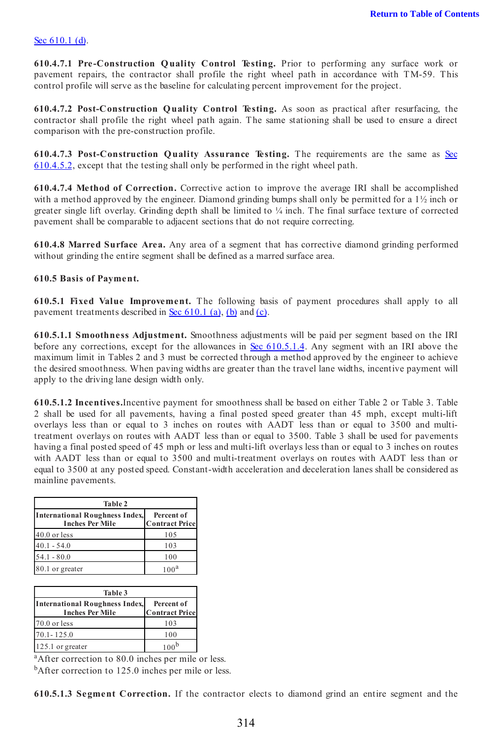Sec 610.1 (d).

**610.4.7.1 Pre-Construction Quality Control Testing.** Prior to performing any surface work or pavement repairs, the contractor shall profile the right wheel path in accordance with TM-59. This control profile will serve as the baseline for calculating percent improvement for the project.

**610.4.7.2 Post-Construction Quality Control Testing.** As soon as practical after resurfacing, the contractor shall profile the right wheel path again. The same stationing shall be used to ensure a direct comparison with the pre-construction profile.

**610.4.7.3 Post-Construction Quality Assurance Testing.** The requirements are the same as Sec 610.4.5.2, except that the testing shall only be performed in the right wheel path.

**610.4.7.4 Method of Correction.** Corrective action to improve the average IRI shall be accomplished with a method approved by the engineer. Diamond grinding bumps shall only be permitted for a 1½ inch or greater single lift overlay. Grinding depth shall be limited to ¼ inch. The final surface texture of corrected pavement shall be comparable to adjacent sections that do not require correcting.

**610.4.8 Marred Surface Area.** Any area of a segment that has corrective diamond grinding performed without grinding the entire segment shall be defined as a marred surface area.

**610.5 Basis of Payment.**

**610.5.1 Fixed Value Improvement.** The following basis of payment procedures shall apply to all pavement treatments described in Sec 610.1 (a), (b) and (c).

**610.5.1.1 Smoothness Adjustment.** Smoothness adjustments will be paid per segment based on the IRI before any corrections, except for the allowances in Sec 610.5.1.4. Any segment with an IRI above the maximum limit in Tables 2 and 3 must be corrected through a method approved by the engineer to achieve the desired smoothness. When paving widths are greater than the travel lane widths, incentive payment will apply to the driving lane design width only.

**610.5.1.2 Incentives.** Incentive payment for smoothness shall be based on either Table 2 or Table 3. Table 2 shall be used for all pavements, having a final posted speed greater than 45 mph, except multi-lift overlays less than or equal to 3 inches on routes with AADT less than or equal to 3500 and multi-treatment overlays on routes with AADT less than or equal to 3500. Table 3 shall be used for pavements having a final posted speed of 45 mph or less and multi-lift overlays less than or equal to 3 inches on routes with AADT less than or equal to 3500 and multi-treatment overlays on routes with AADT less than or equal to 3500 at any posted speed. Constant-width acceleration and deceleration lanes shall be considered as mainline pavements.

**Table 2**

| International Roughness Index, Inches Per Mile | Percent of Contract Price |
|---|---|
| 40.0 or less | 105 |
| 40.1 - 54.0 | 103 |
| 54.1 - 80.0 | 100 |
| 80.1 or greater | 100[a] |

**Table 3**

| International Roughness Index, Inches Per Mile | Percent of Contract Price |
|---|---|
| 70.0 or less | 103 |
| 70.1 - 125.0 | 100 |
| 125.1 or greater | 100[b] |

[a]After correction to 80.0 inches per mile or less.
[b]After correction to 125.0 inches per mile or less.

**610.5.1.3 Segment Correction.** If the contractor elects to diamond grind an entire segment and the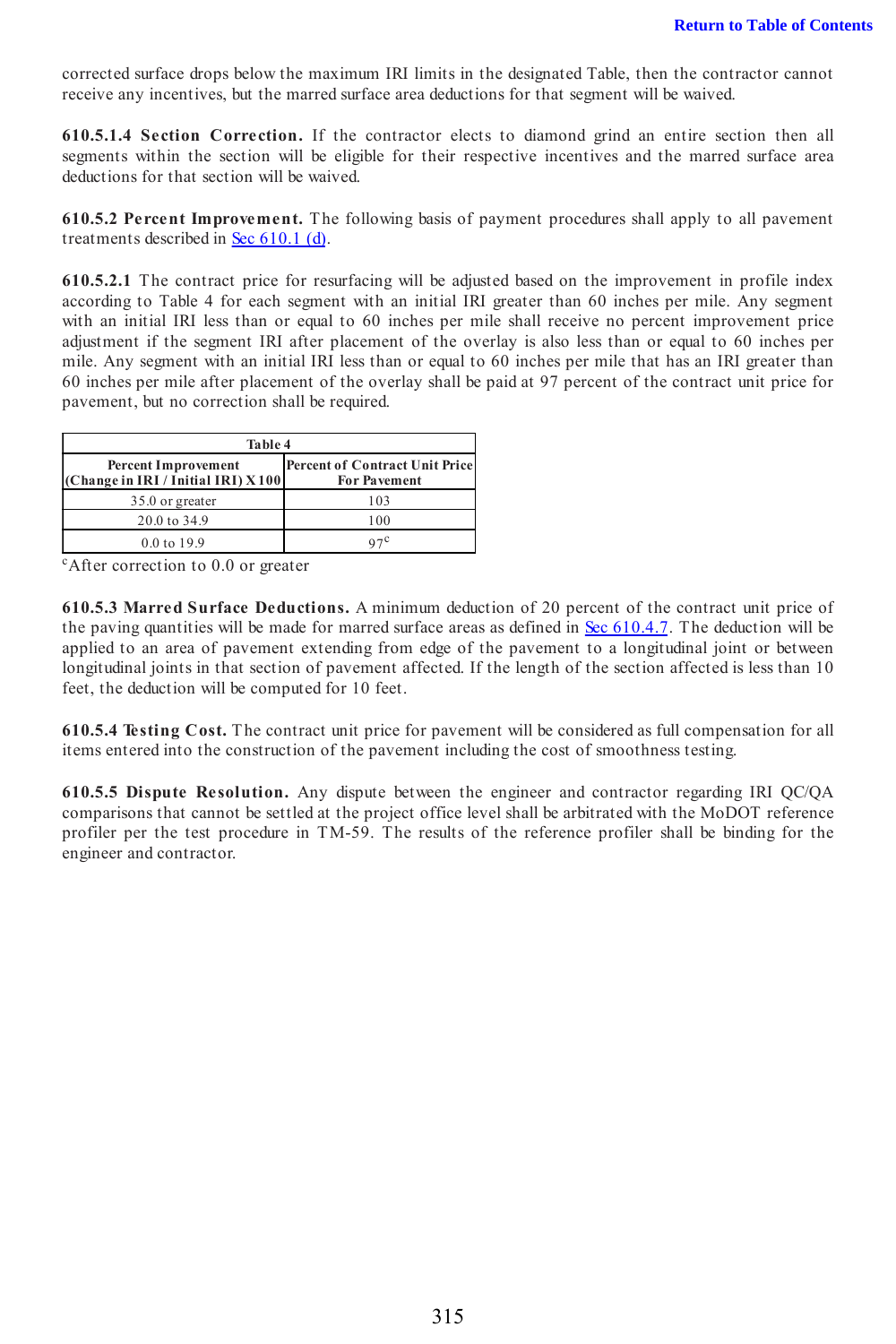corrected surface drops below the maximum IRI limits in the designated Table, then the contractor cannot receive any incentives, but the marred surface area deductions for that segment will be waived.

**610.5.1.4 Section Correction.** If the contractor elects to diamond grind an entire section then all segments within the section will be eligible for their respective incentives and the marred surface area deductions for that section will be waived.

**610.5.2 Percent Improvement.** The following basis of payment procedures shall apply to all pavement treatments described in Sec 610.1 (d).

**610.5.2.1** The contract price for resurfacing will be adjusted based on the improvement in profile index according to Table 4 for each segment with an initial IRI greater than 60 inches per mile. Any segment with an initial IRI less than or equal to 60 inches per mile shall receive no percent improvement price adjustment if the segment IRI after placement of the overlay is also less than or equal to 60 inches per mile. Any segment with an initial IRI less than or equal to 60 inches per mile that has an IRI greater than 60 inches per mile after placement of the overlay shall be paid at 97 percent of the contract unit price for pavement, but no correction shall be required.

| Table 4 | |
|---|---|
| **Percent Improvement (Change in IRI / Initial IRI) X 100** | **Percent of Contract Unit Price For Pavement** |
| 35.0 or greater | 103 |
| 20.0 to 34.9 | 100 |
| 0.0 to 19.9 | 97[c] |

[c]After correction to 0.0 or greater

**610.5.3 Marred Surface Deductions.** A minimum deduction of 20 percent of the contract unit price of the paving quantities will be made for marred surface areas as defined in Sec 610.4.7. The deduction will be applied to an area of pavement extending from edge of the pavement to a longitudinal joint or between longitudinal joints in that section of pavement affected. If the length of the section affected is less than 10 feet, the deduction will be computed for 10 feet.

**610.5.4 Testing Cost.** The contract unit price for pavement will be considered as full compensation for all items entered into the construction of the pavement including the cost of smoothness testing.

**610.5.5 Dispute Resolution.** Any dispute between the engineer and contractor regarding IRI QC/QA comparisons that cannot be settled at the project office level shall be arbitrated with the MoDOT reference profiler per the test procedure in TM-59. The results of the reference profiler shall be binding for the engineer and contractor.